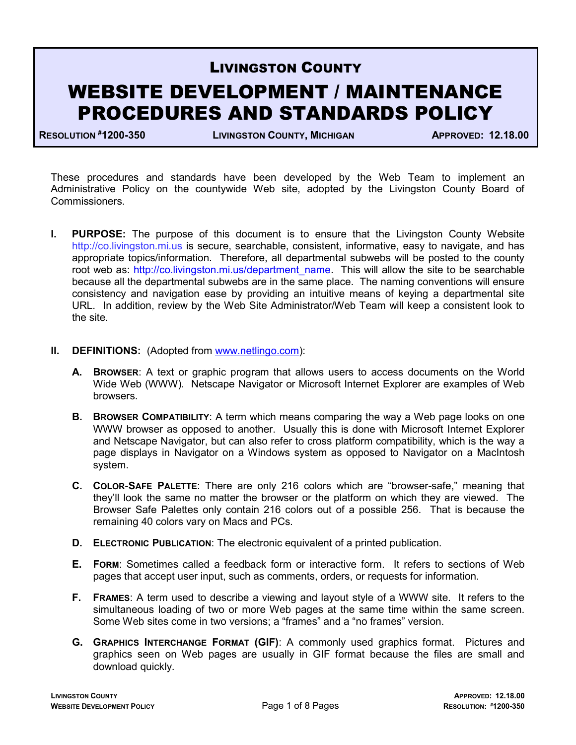# LIVINGSTON COUNTY

# WEBSITE DEVELOPMENT / MAINTENANCE PROCEDURES AND STANDARDS POLICY

**RESOLUTION #1200-350** | **LIVINGSTON COUNTY, MICHIGAN** | **APPROVED: 12.18.00**

These procedures and standards have been developed by the Web Team to implement an Administrative Policy on the countywide Web site, adopted by the Livingston County Board of Commissioners.

**I. PURPOSE:** The purpose of this document is to ensure that the Livingston County Website http://co.livingston.mi.us is secure, searchable, consistent, informative, easy to navigate, and has appropriate topics/information. Therefore, all departmental subwebs will be posted to the county root web as: http://co.livingston.mi.us/department_name. This will allow the site to be searchable because all the departmental subwebs are in the same place. The naming conventions will ensure consistency and navigation ease by providing an intuitive means of keying a departmental site URL. In addition, review by the Web Site Administrator/Web Team will keep a consistent look to the site.

**II. DEFINITIONS:** (Adopted from www.netlingo.com):

**A. BROWSER**: A text or graphic program that allows users to access documents on the World Wide Web (WWW). Netscape Navigator or Microsoft Internet Explorer are examples of Web browsers.

**B. BROWSER COMPATIBILITY**: A term which means comparing the way a Web page looks on one WWW browser as opposed to another. Usually this is done with Microsoft Internet Explorer and Netscape Navigator, but can also refer to cross platform compatibility, which is the way a page displays in Navigator on a Windows system as opposed to Navigator on a MacIntosh system.

**C. COLOR-SAFE PALETTE**: There are only 216 colors which are "browser-safe," meaning that they'll look the same no matter the browser or the platform on which they are viewed. The Browser Safe Palettes only contain 216 colors out of a possible 256. That is because the remaining 40 colors vary on Macs and PCs.

**D. ELECTRONIC PUBLICATION**: The electronic equivalent of a printed publication.

**E. FORM**: Sometimes called a feedback form or interactive form. It refers to sections of Web pages that accept user input, such as comments, orders, or requests for information.

**F. FRAMES**: A term used to describe a viewing and layout style of a WWW site. It refers to the simultaneous loading of two or more Web pages at the same time within the same screen. Some Web sites come in two versions; a "frames" and a "no frames" version.

**G. GRAPHICS INTERCHANGE FORMAT (GIF)**: A commonly used graphics format. Pictures and graphics seen on Web pages are usually in GIF format because the files are small and download quickly.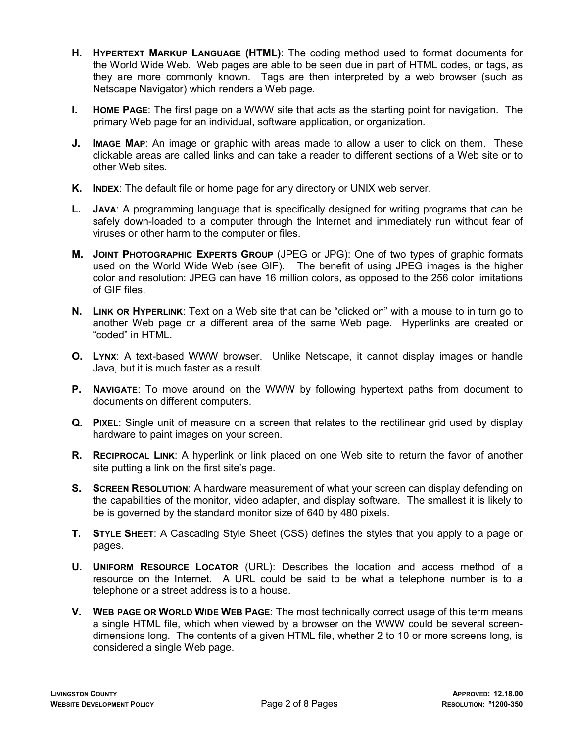**H. Hypertext Markup Language (HTML)**: The coding method used to format documents for the World Wide Web. Web pages are able to be seen due in part of HTML codes, or tags, as they are more commonly known. Tags are then interpreted by a web browser (such as Netscape Navigator) which renders a Web page.

**I. Home Page**: The first page on a WWW site that acts as the starting point for navigation. The primary Web page for an individual, software application, or organization.

**J. Image Map**: An image or graphic with areas made to allow a user to click on them. These clickable areas are called links and can take a reader to different sections of a Web site or to other Web sites.

**K. Index**: The default file or home page for any directory or UNIX web server.

**L. Java**: A programming language that is specifically designed for writing programs that can be safely down-loaded to a computer through the Internet and immediately run without fear of viruses or other harm to the computer or files.

**M. Joint Photographic Experts Group** (JPEG or JPG): One of two types of graphic formats used on the World Wide Web (see GIF). The benefit of using JPEG images is the higher color and resolution: JPEG can have 16 million colors, as opposed to the 256 color limitations of GIF files.

**N. Link or Hyperlink**: Text on a Web site that can be "clicked on" with a mouse to in turn go to another Web page or a different area of the same Web page. Hyperlinks are created or "coded" in HTML.

**O. Lynx**: A text-based WWW browser. Unlike Netscape, it cannot display images or handle Java, but it is much faster as a result.

**P. Navigate**: To move around on the WWW by following hypertext paths from document to documents on different computers.

**Q. Pixel**: Single unit of measure on a screen that relates to the rectilinear grid used by display hardware to paint images on your screen.

**R. Reciprocal Link**: A hyperlink or link placed on one Web site to return the favor of another site putting a link on the first site's page.

**S. Screen Resolution**: A hardware measurement of what your screen can display defending on the capabilities of the monitor, video adapter, and display software. The smallest it is likely to be is governed by the standard monitor size of 640 by 480 pixels.

**T. Style Sheet**: A Cascading Style Sheet (CSS) defines the styles that you apply to a page or pages.

**U. Uniform Resource Locator** (URL): Describes the location and access method of a resource on the Internet. A URL could be said to be what a telephone number is to a telephone or a street address is to a house.

**V. Web Page or World Wide Web Page**: The most technically correct usage of this term means a single HTML file, which when viewed by a browser on the WWW could be several screen-dimensions long. The contents of a given HTML file, whether 2 to 10 or more screens long, is considered a single Web page.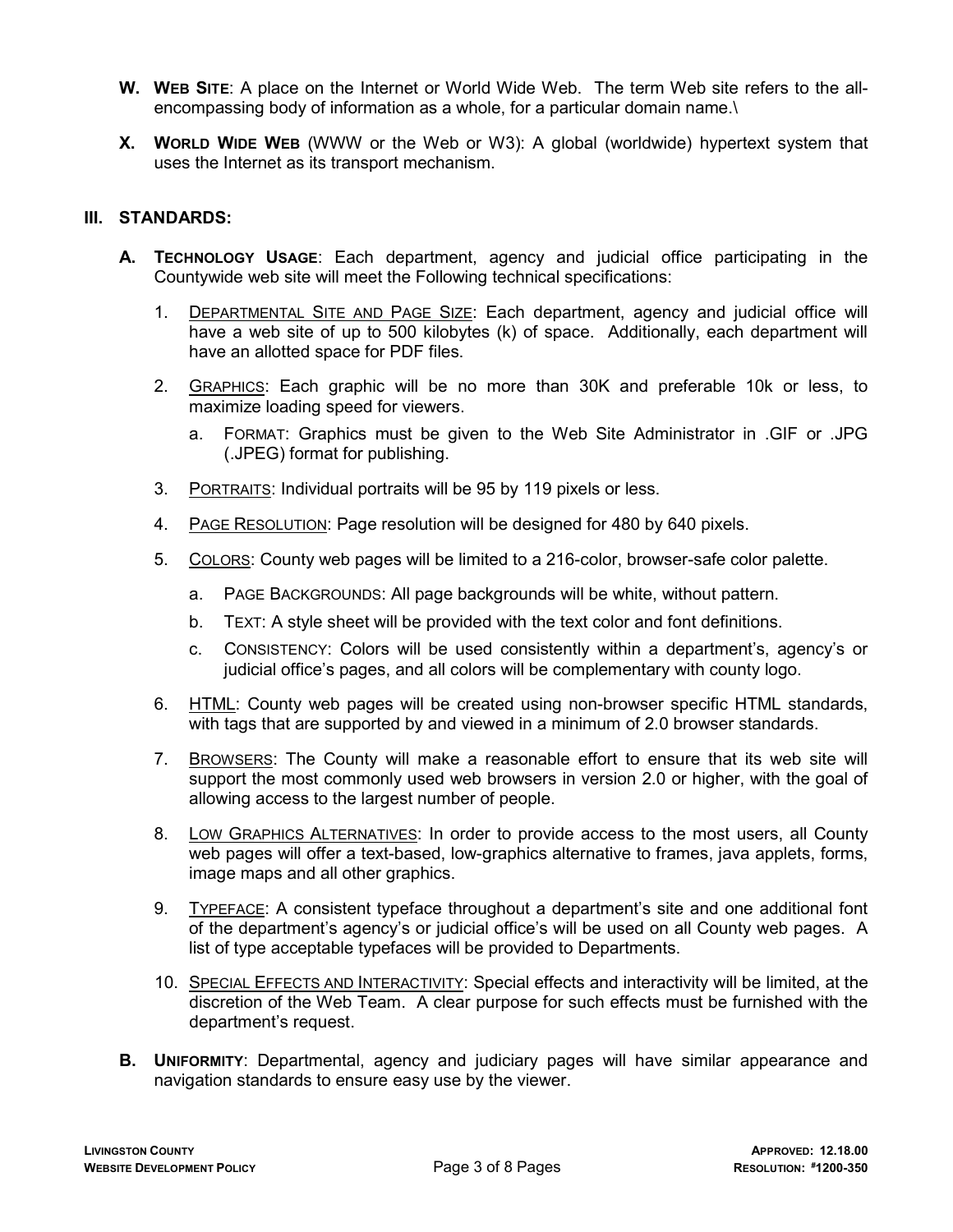**W. WEB SITE**: A place on the Internet or World Wide Web. The term Web site refers to the all-encompassing body of information as a whole, for a particular domain name.\

**X. WORLD WIDE WEB** (WWW or the Web or W3): A global (worldwide) hypertext system that uses the Internet as its transport mechanism.

## III. STANDARDS:

**A. TECHNOLOGY USAGE**: Each department, agency and judicial office participating in the Countywide web site will meet the Following technical specifications:

1. DEPARTMENTAL SITE AND PAGE SIZE: Each department, agency and judicial office will have a web site of up to 500 kilobytes (k) of space. Additionally, each department will have an allotted space for PDF files.

2. GRAPHICS: Each graphic will be no more than 30K and preferable 10k or less, to maximize loading speed for viewers.

   a. FORMAT: Graphics must be given to the Web Site Administrator in .GIF or .JPG (.JPEG) format for publishing.

3. PORTRAITS: Individual portraits will be 95 by 119 pixels or less.

4. PAGE RESOLUTION: Page resolution will be designed for 480 by 640 pixels.

5. COLORS: County web pages will be limited to a 216-color, browser-safe color palette.

   a. PAGE BACKGROUNDS: All page backgrounds will be white, without pattern.

   b. TEXT: A style sheet will be provided with the text color and font definitions.

   c. CONSISTENCY: Colors will be used consistently within a department's, agency's or judicial office's pages, and all colors will be complementary with county logo.

6. HTML: County web pages will be created using non-browser specific HTML standards, with tags that are supported by and viewed in a minimum of 2.0 browser standards.

7. BROWSERS: The County will make a reasonable effort to ensure that its web site will support the most commonly used web browsers in version 2.0 or higher, with the goal of allowing access to the largest number of people.

8. LOW GRAPHICS ALTERNATIVES: In order to provide access to the most users, all County web pages will offer a text-based, low-graphics alternative to frames, java applets, forms, image maps and all other graphics.

9. TYPEFACE: A consistent typeface throughout a department's site and one additional font of the department's agency's or judicial office's will be used on all County web pages. A list of type acceptable typefaces will be provided to Departments.

10. SPECIAL EFFECTS AND INTERACTIVITY: Special effects and interactivity will be limited, at the discretion of the Web Team. A clear purpose for such effects must be furnished with the department's request.

**B. UNIFORMITY**: Departmental, agency and judiciary pages will have similar appearance and navigation standards to ensure easy use by the viewer.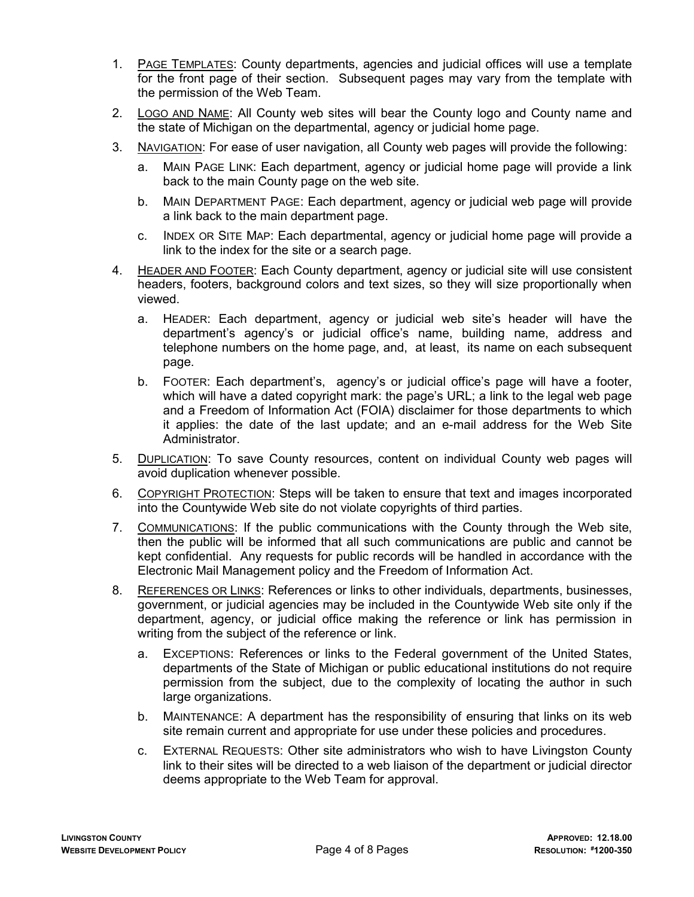1. <u>PAGE TEMPLATES</u>: County departments, agencies and judicial offices will use a template for the front page of their section. Subsequent pages may vary from the template with the permission of the Web Team.

2. <u>LOGO AND NAME</u>: All County web sites will bear the County logo and County name and the state of Michigan on the departmental, agency or judicial home page.

3. <u>NAVIGATION</u>: For ease of user navigation, all County web pages will provide the following:

   a. MAIN PAGE LINK: Each department, agency or judicial home page will provide a link back to the main County page on the web site.

   b. MAIN DEPARTMENT PAGE: Each department, agency or judicial web page will provide a link back to the main department page.

   c. INDEX OR SITE MAP: Each departmental, agency or judicial home page will provide a link to the index for the site or a search page.

4. <u>HEADER AND FOOTER</u>: Each County department, agency or judicial site will use consistent headers, footers, background colors and text sizes, so they will size proportionally when viewed.

   a. HEADER: Each department, agency or judicial web site's header will have the department's agency's or judicial office's name, building name, address and telephone numbers on the home page, and, at least, its name on each subsequent page.

   b. FOOTER: Each department's, agency's or judicial office's page will have a footer, which will have a dated copyright mark: the page's URL; a link to the legal web page and a Freedom of Information Act (FOIA) disclaimer for those departments to which it applies: the date of the last update; and an e-mail address for the Web Site Administrator.

5. <u>DUPLICATION</u>: To save County resources, content on individual County web pages will avoid duplication whenever possible.

6. <u>COPYRIGHT PROTECTION</u>: Steps will be taken to ensure that text and images incorporated into the Countywide Web site do not violate copyrights of third parties.

7. <u>COMMUNICATIONS</u>: If the public communications with the County through the Web site, then the public will be informed that all such communications are public and cannot be kept confidential. Any requests for public records will be handled in accordance with the Electronic Mail Management policy and the Freedom of Information Act.

8. <u>REFERENCES OR LINKS</u>: References or links to other individuals, departments, businesses, government, or judicial agencies may be included in the Countywide Web site only if the department, agency, or judicial office making the reference or link has permission in writing from the subject of the reference or link.

   a. EXCEPTIONS: References or links to the Federal government of the United States, departments of the State of Michigan or public educational institutions do not require permission from the subject, due to the complexity of locating the author in such large organizations.

   b. MAINTENANCE: A department has the responsibility of ensuring that links on its web site remain current and appropriate for use under these policies and procedures.

   c. EXTERNAL REQUESTS: Other site administrators who wish to have Livingston County link to their sites will be directed to a web liaison of the department or judicial director deems appropriate to the Web Team for approval.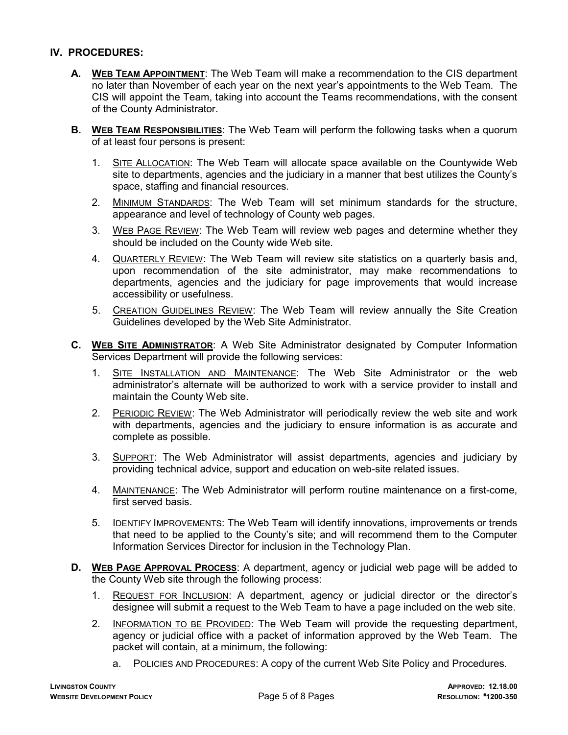## IV. PROCEDURES:

**A. WEB TEAM APPOINTMENT**: The Web Team will make a recommendation to the CIS department no later than November of each year on the next year's appointments to the Web Team. The CIS will appoint the Team, taking into account the Teams recommendations, with the consent of the County Administrator.

**B. WEB TEAM RESPONSIBILITIES**: The Web Team will perform the following tasks when a quorum of at least four persons is present:

1. SITE ALLOCATION: The Web Team will allocate space available on the Countywide Web site to departments, agencies and the judiciary in a manner that best utilizes the County's space, staffing and financial resources.
2. MINIMUM STANDARDS: The Web Team will set minimum standards for the structure, appearance and level of technology of County web pages.
3. WEB PAGE REVIEW: The Web Team will review web pages and determine whether they should be included on the County wide Web site.
4. QUARTERLY REVIEW: The Web Team will review site statistics on a quarterly basis and, upon recommendation of the site administrator, may make recommendations to departments, agencies and the judiciary for page improvements that would increase accessibility or usefulness.
5. CREATION GUIDELINES REVIEW: The Web Team will review annually the Site Creation Guidelines developed by the Web Site Administrator.

**C. WEB SITE ADMINISTRATOR**: A Web Site Administrator designated by Computer Information Services Department will provide the following services:

1. SITE INSTALLATION AND MAINTENANCE: The Web Site Administrator or the web administrator's alternate will be authorized to work with a service provider to install and maintain the County Web site.
2. PERIODIC REVIEW: The Web Administrator will periodically review the web site and work with departments, agencies and the judiciary to ensure information is as accurate and complete as possible.
3. SUPPORT: The Web Administrator will assist departments, agencies and judiciary by providing technical advice, support and education on web-site related issues.
4. MAINTENANCE: The Web Administrator will perform routine maintenance on a first-come, first served basis.
5. IDENTIFY IMPROVEMENTS: The Web Team will identify innovations, improvements or trends that need to be applied to the County's site; and will recommend them to the Computer Information Services Director for inclusion in the Technology Plan.

**D. WEB PAGE APPROVAL PROCESS**: A department, agency or judicial web page will be added to the County Web site through the following process:

1. REQUEST FOR INCLUSION: A department, agency or judicial director or the director's designee will submit a request to the Web Team to have a page included on the web site.
2. INFORMATION TO BE PROVIDED: The Web Team will provide the requesting department, agency or judicial office with a packet of information approved by the Web Team. The packet will contain, at a minimum, the following:
   a. POLICIES AND PROCEDURES: A copy of the current Web Site Policy and Procedures.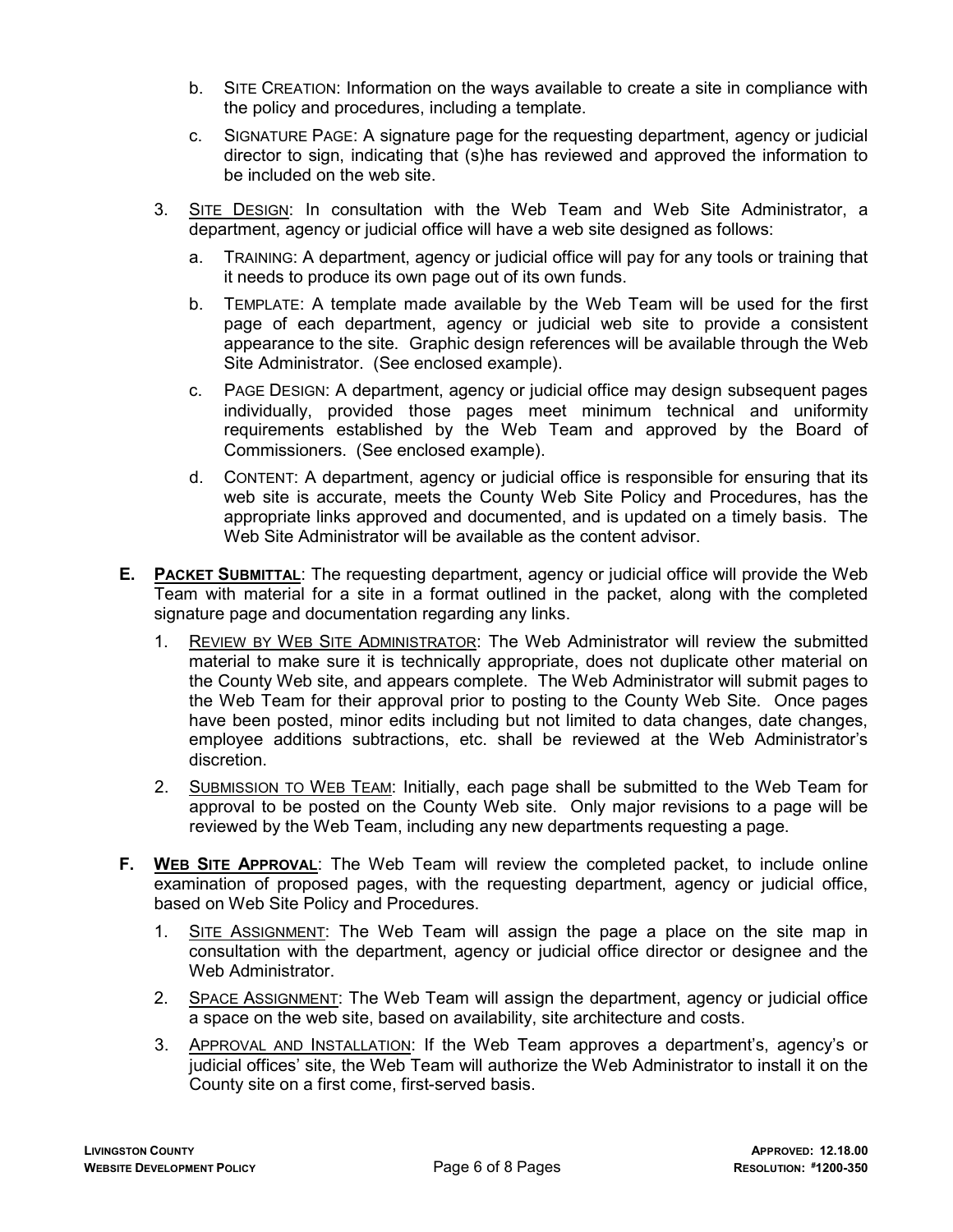b. SITE CREATION: Information on the ways available to create a site in compliance with the policy and procedures, including a template.

c. SIGNATURE PAGE: A signature page for the requesting department, agency or judicial director to sign, indicating that (s)he has reviewed and approved the information to be included on the web site.

3. <u>SITE DESIGN</u>: In consultation with the Web Team and Web Site Administrator, a department, agency or judicial office will have a web site designed as follows:

   a. TRAINING: A department, agency or judicial office will pay for any tools or training that it needs to produce its own page out of its own funds.

   b. TEMPLATE: A template made available by the Web Team will be used for the first page of each department, agency or judicial web site to provide a consistent appearance to the site. Graphic design references will be available through the Web Site Administrator. (See enclosed example).

   c. PAGE DESIGN: A department, agency or judicial office may design subsequent pages individually, provided those pages meet minimum technical and uniformity requirements established by the Web Team and approved by the Board of Commissioners. (See enclosed example).

   d. CONTENT: A department, agency or judicial office is responsible for ensuring that its web site is accurate, meets the County Web Site Policy and Procedures, has the appropriate links approved and documented, and is updated on a timely basis. The Web Site Administrator will be available as the content advisor.

**E. <u>PACKET SUBMITTAL</u>**: The requesting department, agency or judicial office will provide the Web Team with material for a site in a format outlined in the packet, along with the completed signature page and documentation regarding any links.

1. <u>REVIEW BY WEB SITE ADMINISTRATOR</u>: The Web Administrator will review the submitted material to make sure it is technically appropriate, does not duplicate other material on the County Web site, and appears complete. The Web Administrator will submit pages to the Web Team for their approval prior to posting to the County Web Site. Once pages have been posted, minor edits including but not limited to data changes, date changes, employee additions subtractions, etc. shall be reviewed at the Web Administrator's discretion.

2. <u>SUBMISSION TO WEB TEAM</u>: Initially, each page shall be submitted to the Web Team for approval to be posted on the County Web site. Only major revisions to a page will be reviewed by the Web Team, including any new departments requesting a page.

**F. <u>WEB SITE APPROVAL</u>**: The Web Team will review the completed packet, to include online examination of proposed pages, with the requesting department, agency or judicial office, based on Web Site Policy and Procedures.

1. <u>SITE ASSIGNMENT</u>: The Web Team will assign the page a place on the site map in consultation with the department, agency or judicial office director or designee and the Web Administrator.

2. <u>SPACE ASSIGNMENT</u>: The Web Team will assign the department, agency or judicial office a space on the web site, based on availability, site architecture and costs.

3. <u>APPROVAL AND INSTALLATION</u>: If the Web Team approves a department's, agency's or judicial offices' site, the Web Team will authorize the Web Administrator to install it on the County site on a first come, first-served basis.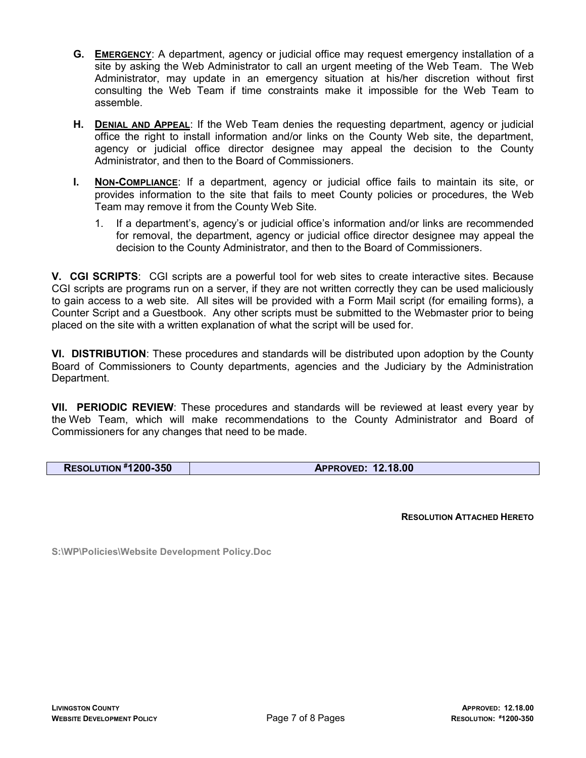**G. EMERGENCY**: A department, agency or judicial office may request emergency installation of a site by asking the Web Administrator to call an urgent meeting of the Web Team. The Web Administrator, may update in an emergency situation at his/her discretion without first consulting the Web Team if time constraints make it impossible for the Web Team to assemble.

**H. DENIAL AND APPEAL**: If the Web Team denies the requesting department, agency or judicial office the right to install information and/or links on the County Web site, the department, agency or judicial office director designee may appeal the decision to the County Administrator, and then to the Board of Commissioners.

**I. NON-COMPLIANCE**: If a department, agency or judicial office fails to maintain its site, or provides information to the site that fails to meet County policies or procedures, the Web Team may remove it from the County Web Site.

1. If a department's, agency's or judicial office's information and/or links are recommended for removal, the department, agency or judicial office director designee may appeal the decision to the County Administrator, and then to the Board of Commissioners.

**V. CGI SCRIPTS**: CGI scripts are a powerful tool for web sites to create interactive sites. Because CGI scripts are programs run on a server, if they are not written correctly they can be used maliciously to gain access to a web site. All sites will be provided with a Form Mail script (for emailing forms), a Counter Script and a Guestbook. Any other scripts must be submitted to the Webmaster prior to being placed on the site with a written explanation of what the script will be used for.

**VI. DISTRIBUTION**: These procedures and standards will be distributed upon adoption by the County Board of Commissioners to County departments, agencies and the Judiciary by the Administration Department.

**VII. PERIODIC REVIEW**: These procedures and standards will be reviewed at least every year by the Web Team, which will make recommendations to the County Administrator and Board of Commissioners for any changes that need to be made.

| RESOLUTION #1200-350 | APPROVED: 12.18.00 |
| --- | --- |

**RESOLUTION ATTACHED HERETO**

S:\WP\Policies\Website Development Policy.Doc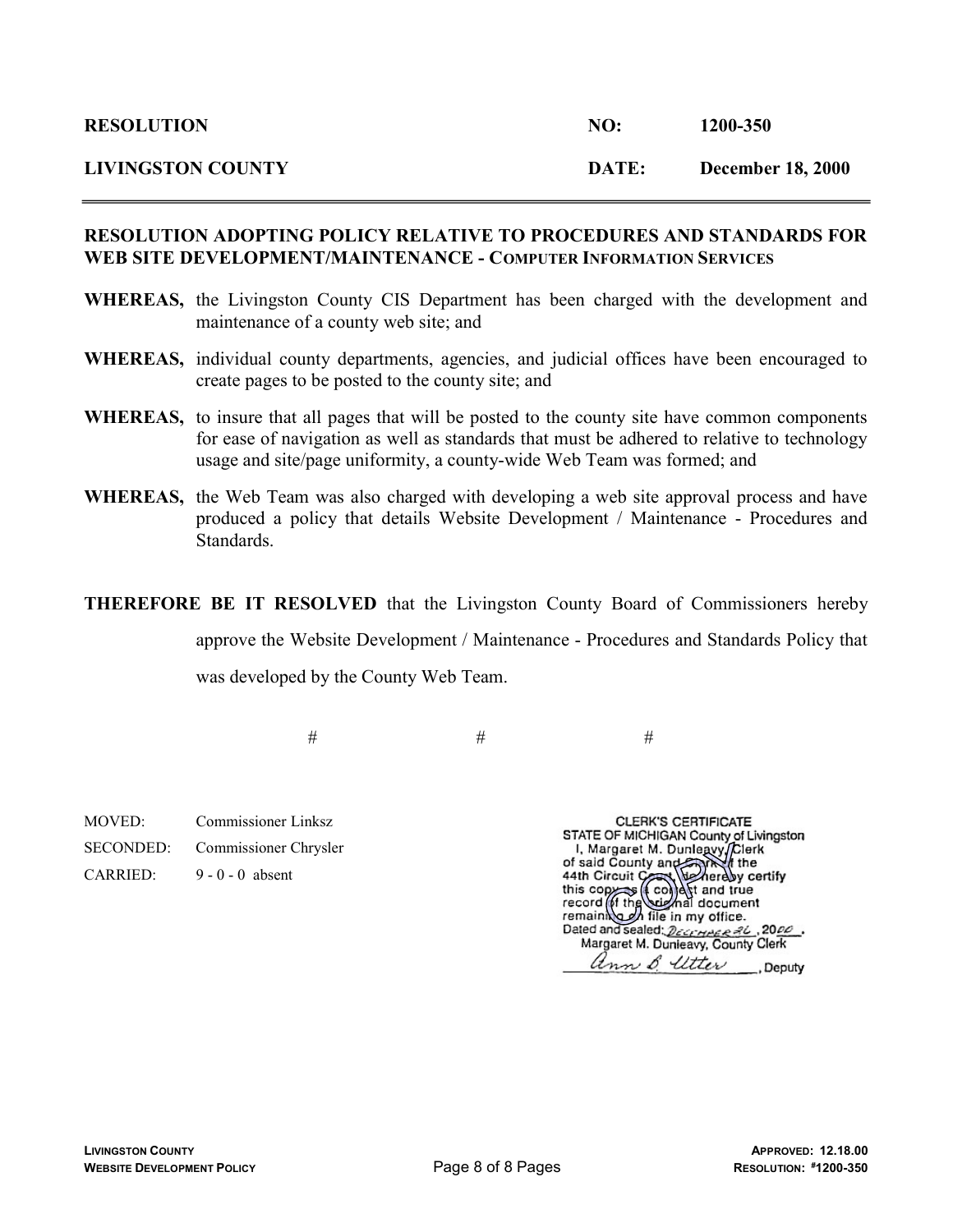| | | | |
|---|---|---|---|
| **RESOLUTION** | | **NO:** | **1200-350** |
| **LIVINGSTON COUNTY** | | **DATE:** | **December 18, 2000** |

**RESOLUTION ADOPTING POLICY RELATIVE TO PROCEDURES AND STANDARDS FOR WEB SITE DEVELOPMENT/MAINTENANCE - COMPUTER INFORMATION SERVICES**

**WHEREAS,** the Livingston County CIS Department has been charged with the development and maintenance of a county web site; and

**WHEREAS,** individual county departments, agencies, and judicial offices have been encouraged to create pages to be posted to the county site; and

**WHEREAS,** to insure that all pages that will be posted to the county site have common components for ease of navigation as well as standards that must be adhered to relative to technology usage and site/page uniformity, a county-wide Web Team was formed; and

**WHEREAS,** the Web Team was also charged with developing a web site approval process and have produced a policy that details Website Development / Maintenance - Procedures and Standards.

**THEREFORE BE IT RESOLVED** that the Livingston County Board of Commissioners hereby approve the Website Development / Maintenance - Procedures and Standards Policy that was developed by the County Web Team.

# # #

MOVED: Commissioner Linksz

SECONDED: Commissioner Chrysler

CARRIED: 9 - 0 - 0 absent

CLERK'S CERTIFICATE
STATE OF MICHIGAN County of Livingston
I, Margaret M. Dunleavy, Clerk of said County and Clerk of the 44th Circuit Court, do hereby certify this copy as a correct and true record of the original document remaining on file in my office.
Dated and sealed: December 26, 2000.
Margaret M. Dunleavy, County Clerk
Ann B. Utter, Deputy

COPY

LIVINGSTON COUNTY
WEBSITE DEVELOPMENT POLICY

APPROVED: 12.18.00
RESOLUTION: #1200-350